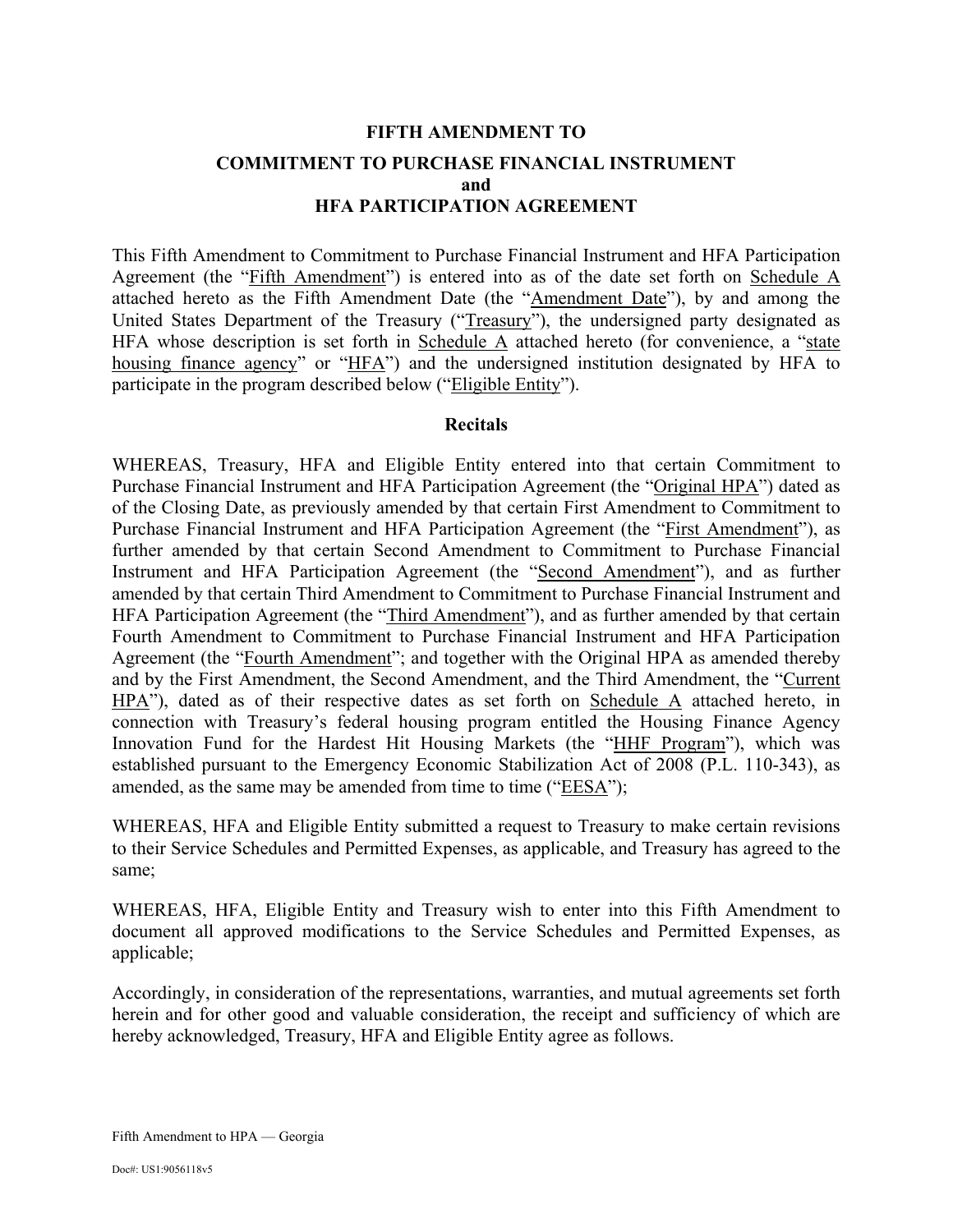# FIFTH AMENDMENT TO

## COMMITMENT TO PURCHASE FINANCIAL INSTRUMENT and HFA PARTICIPATION AGREEMENT

This Fifth Amendment to Commitment to Purchase Financial Instrument and HFA Participation Agreement (the "Fifth Amendment") is entered into as of the date set forth on Schedule A attached hereto as the Fifth Amendment Date (the "Amendment Date"), by and among the United States Department of the Treasury ("Treasury"), the undersigned party designated as HFA whose description is set forth in Schedule A attached hereto (for convenience, a "state housing finance agency" or "HFA") and the undersigned institution designated by HFA to participate in the program described below ("Eligible Entity").

### Recitals

WHEREAS, Treasury, HFA and Eligible Entity entered into that certain Commitment to Purchase Financial Instrument and HFA Participation Agreement (the "Original HPA") dated as of the Closing Date, as previously amended by that certain First Amendment to Commitment to Purchase Financial Instrument and HFA Participation Agreement (the "First Amendment"), as further amended by that certain Second Amendment to Commitment to Purchase Financial Instrument and HFA Participation Agreement (the "Second Amendment"), and as further amended by that certain Third Amendment to Commitment to Purchase Financial Instrument and HFA Participation Agreement (the "Third Amendment"), and as further amended by that certain Fourth Amendment to Commitment to Purchase Financial Instrument and HFA Participation Agreement (the "Fourth Amendment"; and together with the Original HPA as amended thereby and by the First Amendment, the Second Amendment, and the Third Amendment, the "Current HPA"), dated as of their respective dates as set forth on Schedule A attached hereto, in connection with Treasury's federal housing program entitled the Housing Finance Agency Innovation Fund for the Hardest Hit Housing Markets (the "HHF Program"), which was established pursuant to the Emergency Economic Stabilization Act of 2008 (P.L. 110-343), as amended, as the same may be amended from time to time ("EESA");

WHEREAS, HFA and Eligible Entity submitted a request to Treasury to make certain revisions to their Service Schedules and Permitted Expenses, as applicable, and Treasury has agreed to the same;

WHEREAS, HFA, Eligible Entity and Treasury wish to enter into this Fifth Amendment to document all approved modifications to the Service Schedules and Permitted Expenses, as applicable;

Accordingly, in consideration of the representations, warranties, and mutual agreements set forth herein and for other good and valuable consideration, the receipt and sufficiency of which are hereby acknowledged, Treasury, HFA and Eligible Entity agree as follows.

Fifth Amendment to HPA — Georgia

Doc#: US1:9056118v5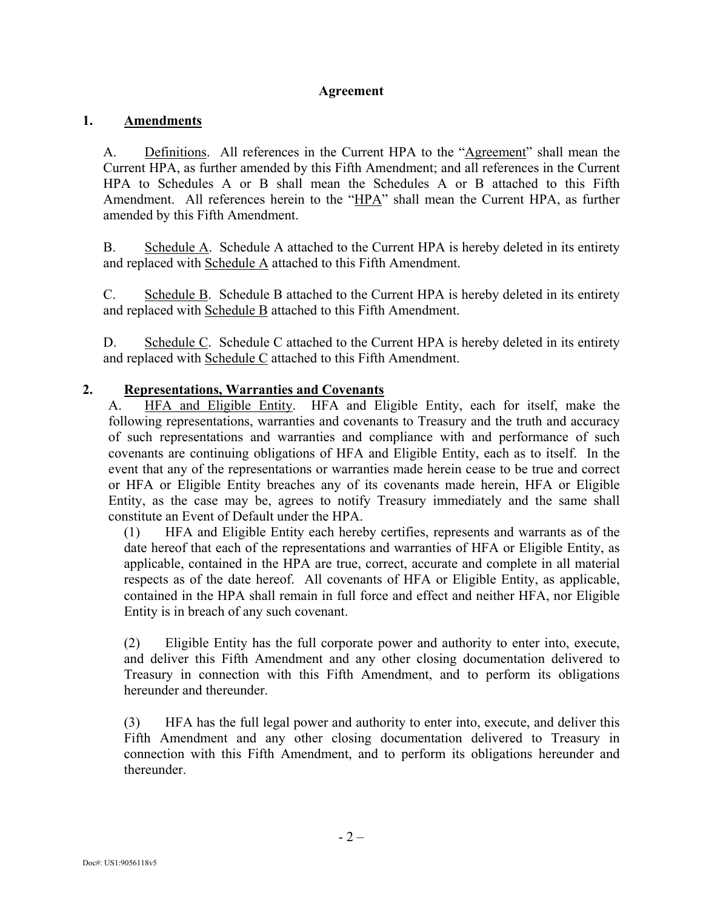## Agreement

### 1. Amendments

A. Definitions. All references in the Current HPA to the "Agreement" shall mean the Current HPA, as further amended by this Fifth Amendment; and all references in the Current HPA to Schedules A or B shall mean the Schedules A or B attached to this Fifth Amendment. All references herein to the "HPA" shall mean the Current HPA, as further amended by this Fifth Amendment.

B. Schedule A. Schedule A attached to the Current HPA is hereby deleted in its entirety and replaced with Schedule A attached to this Fifth Amendment.

C. Schedule B. Schedule B attached to the Current HPA is hereby deleted in its entirety and replaced with Schedule B attached to this Fifth Amendment.

D. Schedule C. Schedule C attached to the Current HPA is hereby deleted in its entirety and replaced with Schedule C attached to this Fifth Amendment.

### 2. Representations, Warranties and Covenants

A. HFA and Eligible Entity. HFA and Eligible Entity, each for itself, make the following representations, warranties and covenants to Treasury and the truth and accuracy of such representations and warranties and compliance with and performance of such covenants are continuing obligations of HFA and Eligible Entity, each as to itself. In the event that any of the representations or warranties made herein cease to be true and correct or HFA or Eligible Entity breaches any of its covenants made herein, HFA or Eligible Entity, as the case may be, agrees to notify Treasury immediately and the same shall constitute an Event of Default under the HPA.

(1) HFA and Eligible Entity each hereby certifies, represents and warrants as of the date hereof that each of the representations and warranties of HFA or Eligible Entity, as applicable, contained in the HPA are true, correct, accurate and complete in all material respects as of the date hereof. All covenants of HFA or Eligible Entity, as applicable, contained in the HPA shall remain in full force and effect and neither HFA, nor Eligible Entity is in breach of any such covenant.

(2) Eligible Entity has the full corporate power and authority to enter into, execute, and deliver this Fifth Amendment and any other closing documentation delivered to Treasury in connection with this Fifth Amendment, and to perform its obligations hereunder and thereunder.

(3) HFA has the full legal power and authority to enter into, execute, and deliver this Fifth Amendment and any other closing documentation delivered to Treasury in connection with this Fifth Amendment, and to perform its obligations hereunder and thereunder.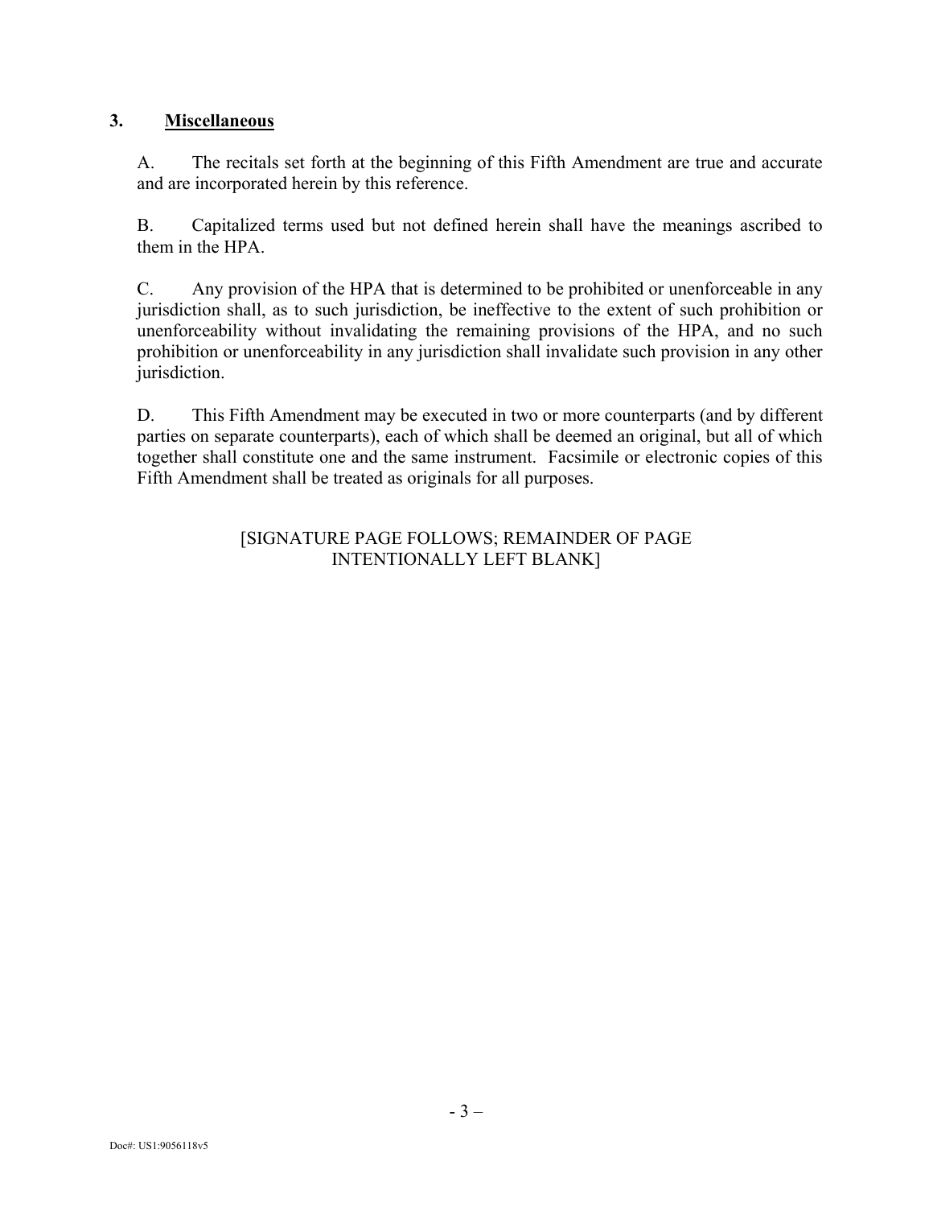## 3. **Miscellaneous**

A. The recitals set forth at the beginning of this Fifth Amendment are true and accurate and are incorporated herein by this reference.

B. Capitalized terms used but not defined herein shall have the meanings ascribed to them in the HPA.

C. Any provision of the HPA that is determined to be prohibited or unenforceable in any jurisdiction shall, as to such jurisdiction, be ineffective to the extent of such prohibition or unenforceability without invalidating the remaining provisions of the HPA, and no such prohibition or unenforceability in any jurisdiction shall invalidate such provision in any other jurisdiction.

D. This Fifth Amendment may be executed in two or more counterparts (and by different parties on separate counterparts), each of which shall be deemed an original, but all of which together shall constitute one and the same instrument. Facsimile or electronic copies of this Fifth Amendment shall be treated as originals for all purposes.

[SIGNATURE PAGE FOLLOWS; REMAINDER OF PAGE INTENTIONALLY LEFT BLANK]

Doc#: US1:9056118v5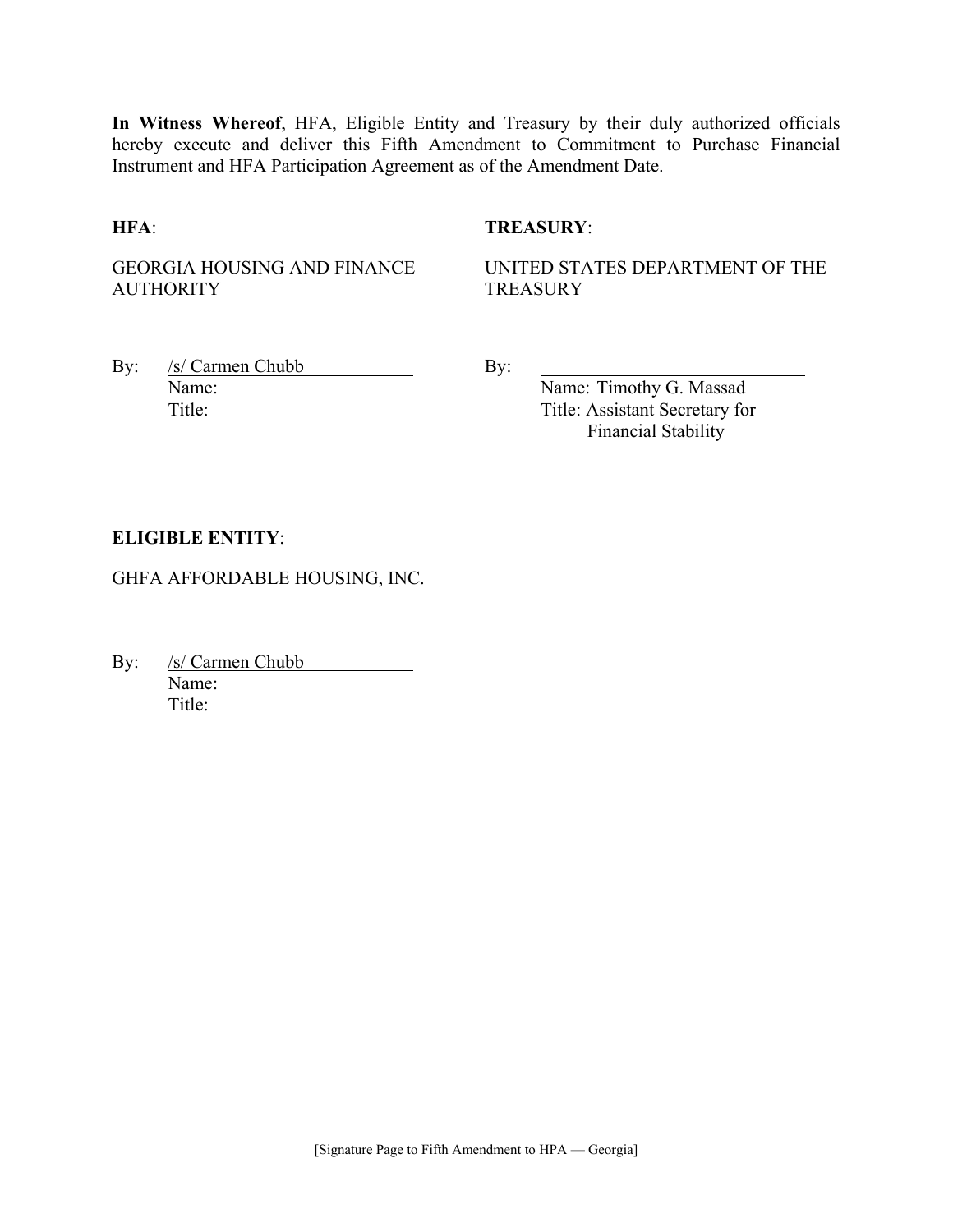**In Witness Whereof**, HFA, Eligible Entity and Treasury by their duly authorized officials hereby execute and deliver this Fifth Amendment to Commitment to Purchase Financial Instrument and HFA Participation Agreement as of the Amendment Date.

**HFA**:

GEORGIA HOUSING AND FINANCE AUTHORITY

By: /s/ Carmen Chubb
Name:
Title:

**TREASURY**:

UNITED STATES DEPARTMENT OF THE TREASURY

By: ______________________________
Name: Timothy G. Massad
Title: Assistant Secretary for Financial Stability

**ELIGIBLE ENTITY**:

GHFA AFFORDABLE HOUSING, INC.

By: /s/ Carmen Chubb
Name:
Title:

[Signature Page to Fifth Amendment to HPA — Georgia]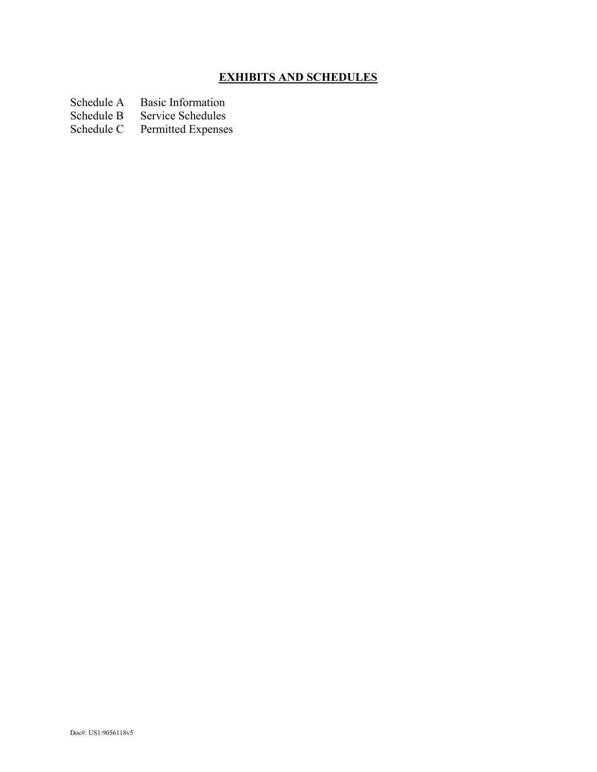## EXHIBITS AND SCHEDULES

| | |
|---|---|
| Schedule A | Basic Information |
| Schedule B | Service Schedules |
| Schedule C | Permitted Expenses |

Doc#: US1:9056118v5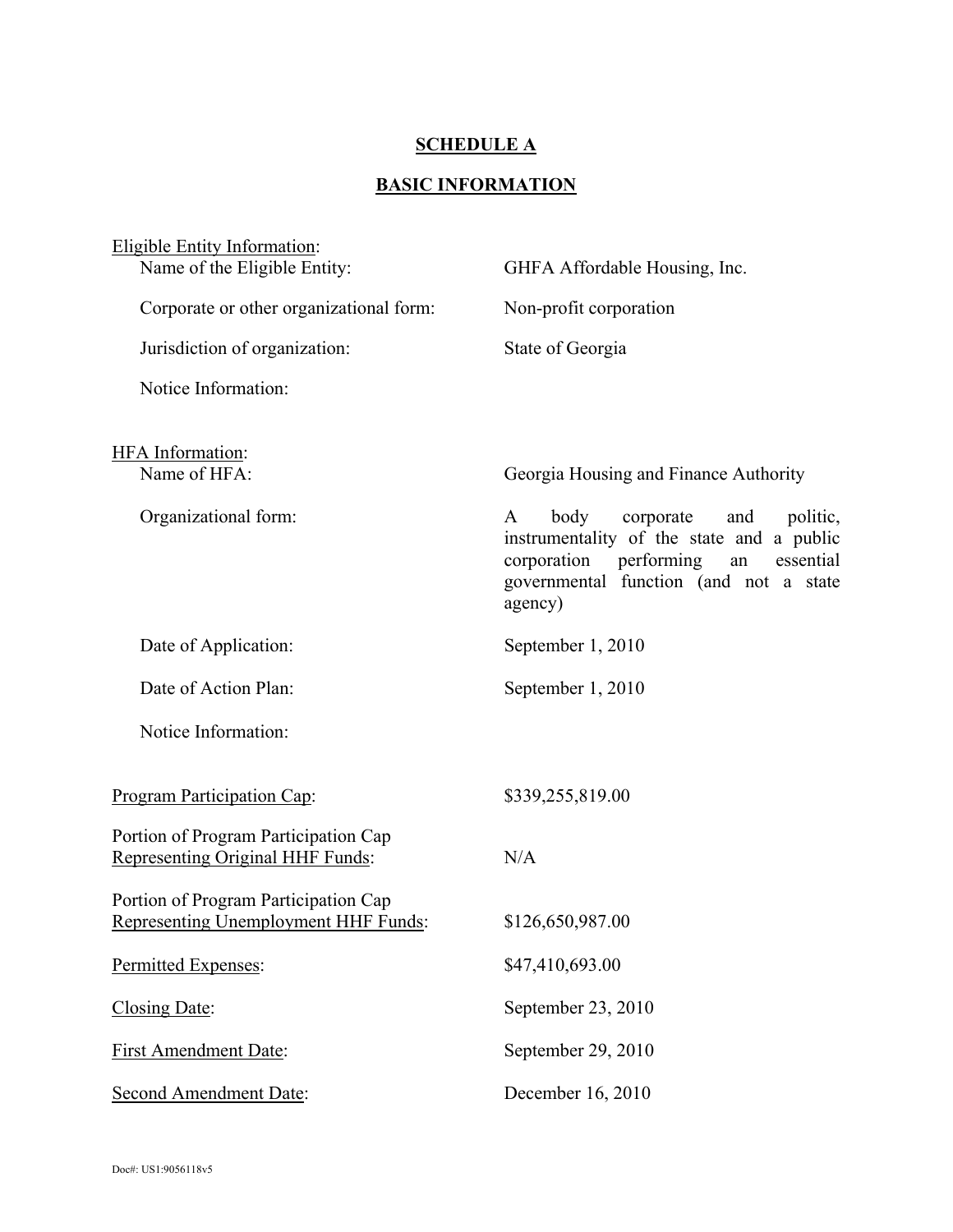# SCHEDULE A

## BASIC INFORMATION

<u>Eligible Entity Information</u>:

| | |
|---|---|
| Name of the Eligible Entity: | GHFA Affordable Housing, Inc. |
| Corporate or other organizational form: | Non-profit corporation |
| Jurisdiction of organization: | State of Georgia |
| Notice Information: | |

<u>HFA Information</u>:

| | |
|---|---|
| Name of HFA: | Georgia Housing and Finance Authority |
| Organizational form: | A body corporate and politic, instrumentality of the state and a public corporation performing an essential governmental function (and not a state agency) |
| Date of Application: | September 1, 2010 |
| Date of Action Plan: | September 1, 2010 |
| Notice Information: | |

| | |
|---|---|
| <u>Program Participation Cap</u>: | $339,255,819.00 |
| Portion of Program Participation Cap <u>Representing Original HHF Funds</u>: | N/A |
| Portion of Program Participation Cap <u>Representing Unemployment HHF Funds</u>: | $126,650,987.00 |
| <u>Permitted Expenses</u>: | $47,410,693.00 |
| <u>Closing Date</u>: | September 23, 2010 |
| <u>First Amendment Date</u>: | September 29, 2010 |
| <u>Second Amendment Date</u>: | December 16, 2010 |

Doc#: US1:9056118v5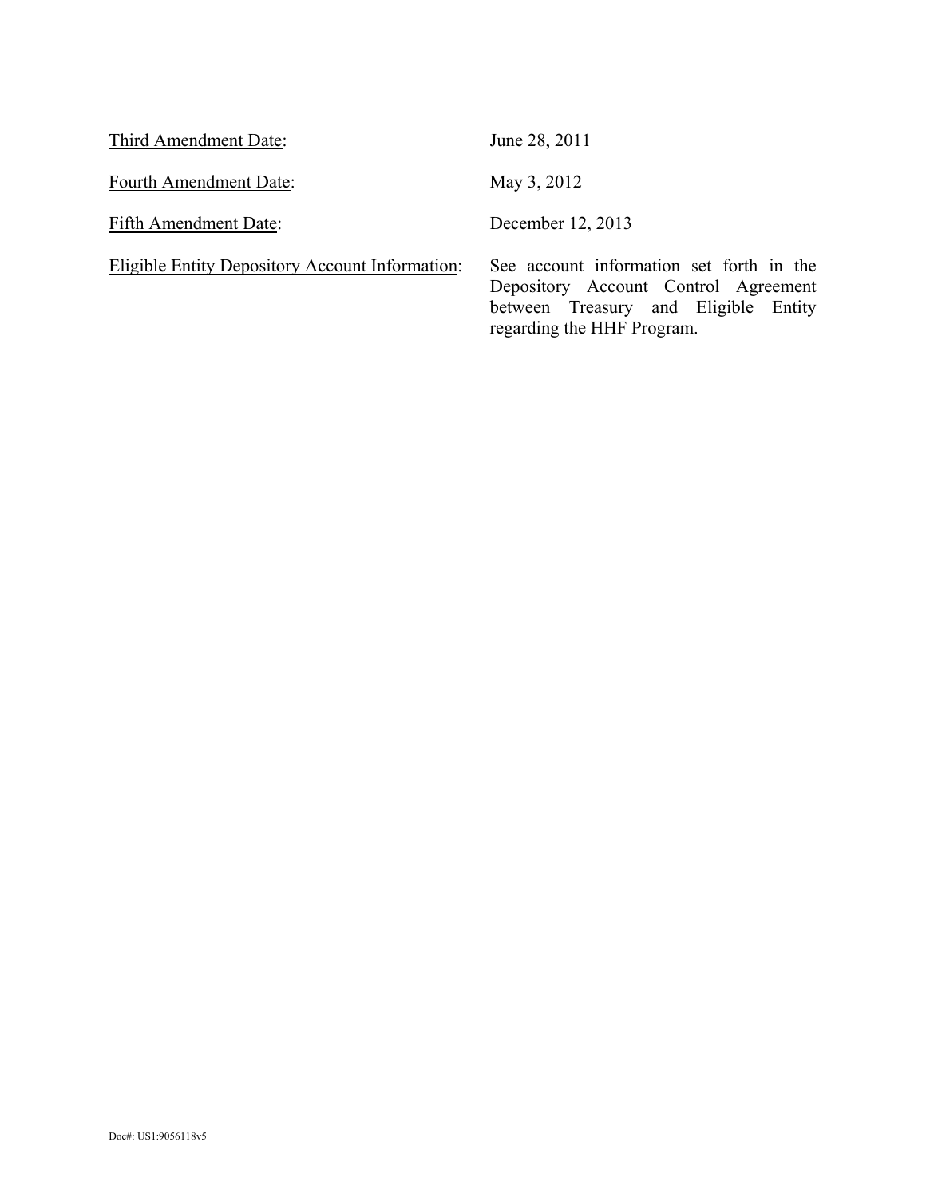<u>Third Amendment Date</u>: June 28, 2011

<u>Fourth Amendment Date</u>: May 3, 2012

<u>Fifth Amendment Date</u>: December 12, 2013

<u>Eligible Entity Depository Account Information</u>: See account information set forth in the Depository Account Control Agreement between Treasury and Eligible Entity regarding the HHF Program.

Doc#: US1:9056118v5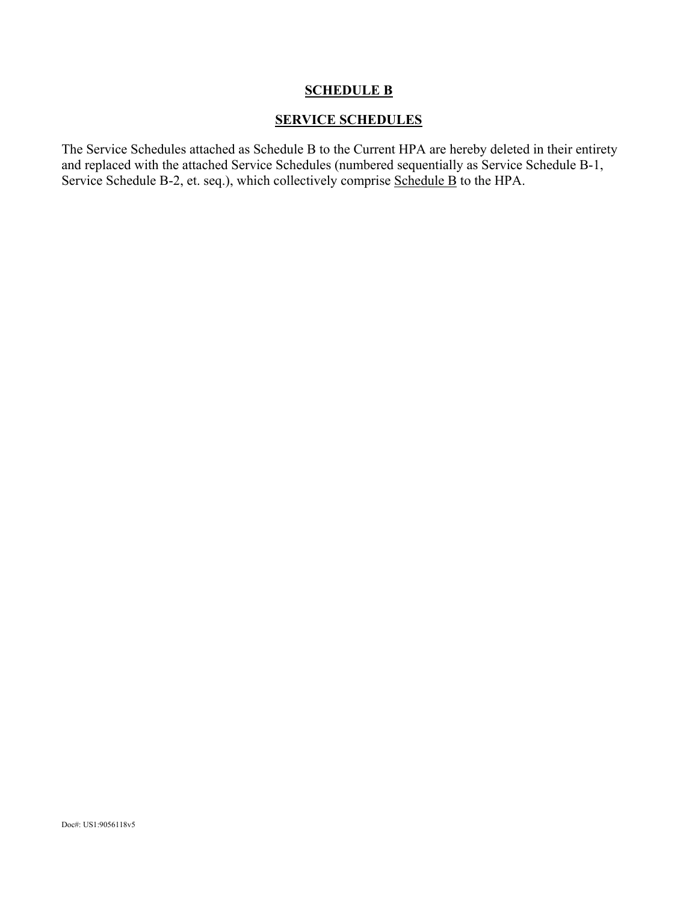# SCHEDULE B

## SERVICE SCHEDULES

The Service Schedules attached as Schedule B to the Current HPA are hereby deleted in their entirety and replaced with the attached Service Schedules (numbered sequentially as Service Schedule B-1, Service Schedule B-2, et. seq.), which collectively comprise Schedule B to the HPA.

Doc#: US1:9056118v5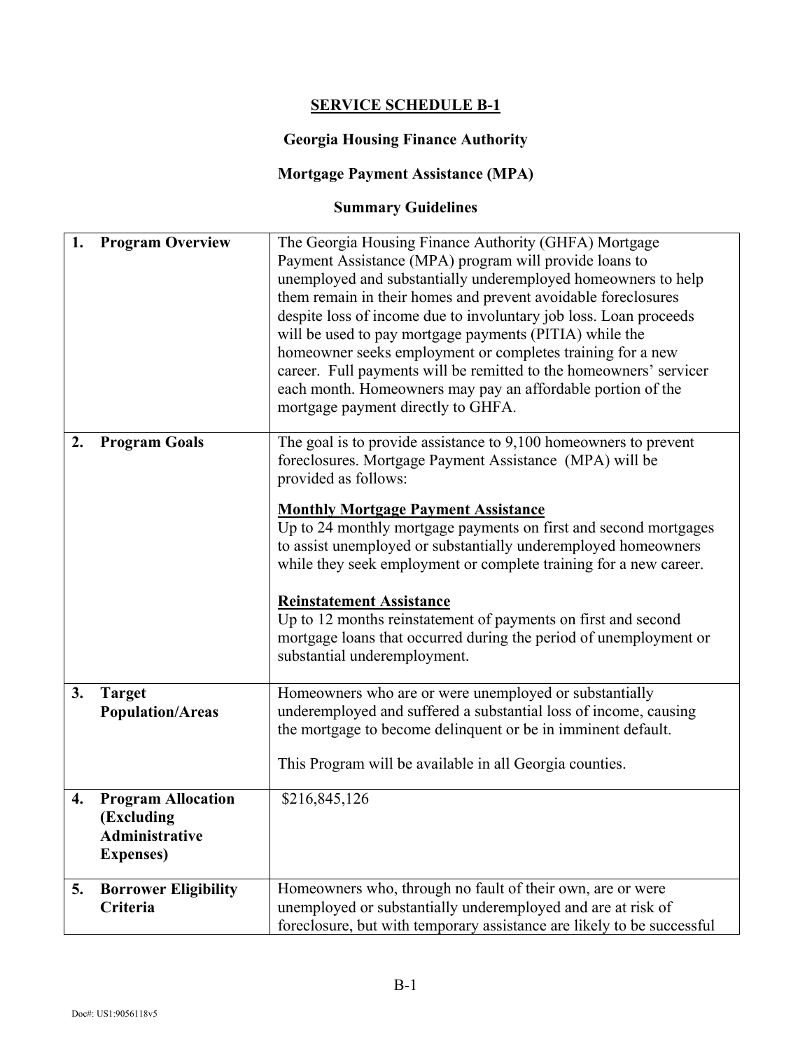**SERVICE SCHEDULE B-1**

**Georgia Housing Finance Authority**

**Mortgage Payment Assistance (MPA)**

**Summary Guidelines**

| | |
|---|---|
| **1. Program Overview** | The Georgia Housing Finance Authority (GHFA) Mortgage Payment Assistance (MPA) program will provide loans to unemployed and substantially underemployed homeowners to help them remain in their homes and prevent avoidable foreclosures despite loss of income due to involuntary job loss. Loan proceeds will be used to pay mortgage payments (PITIA) while the homeowner seeks employment or completes training for a new career. Full payments will be remitted to the homeowners' servicer each month. Homeowners may pay an affordable portion of the mortgage payment directly to GHFA. |
| **2. Program Goals** | The goal is to provide assistance to 9,100 homeowners to prevent foreclosures. Mortgage Payment Assistance (MPA) will be provided as follows:<br><br>**Monthly Mortgage Payment Assistance**<br>Up to 24 monthly mortgage payments on first and second mortgages to assist unemployed or substantially underemployed homeowners while they seek employment or complete training for a new career.<br><br>**Reinstatement Assistance**<br>Up to 12 months reinstatement of payments on first and second mortgage loans that occurred during the period of unemployment or substantial underemployment. |
| **3. Target Population/Areas** | Homeowners who are or were unemployed or substantially underemployed and suffered a substantial loss of income, causing the mortgage to become delinquent or be in imminent default.<br><br>This Program will be available in all Georgia counties. |
| **4. Program Allocation (Excluding Administrative Expenses)** | $216,845,126 |
| **5. Borrower Eligibility Criteria** | Homeowners who, through no fault of their own, are or were unemployed or substantially underemployed and are at risk of foreclosure, but with temporary assistance are likely to be successful |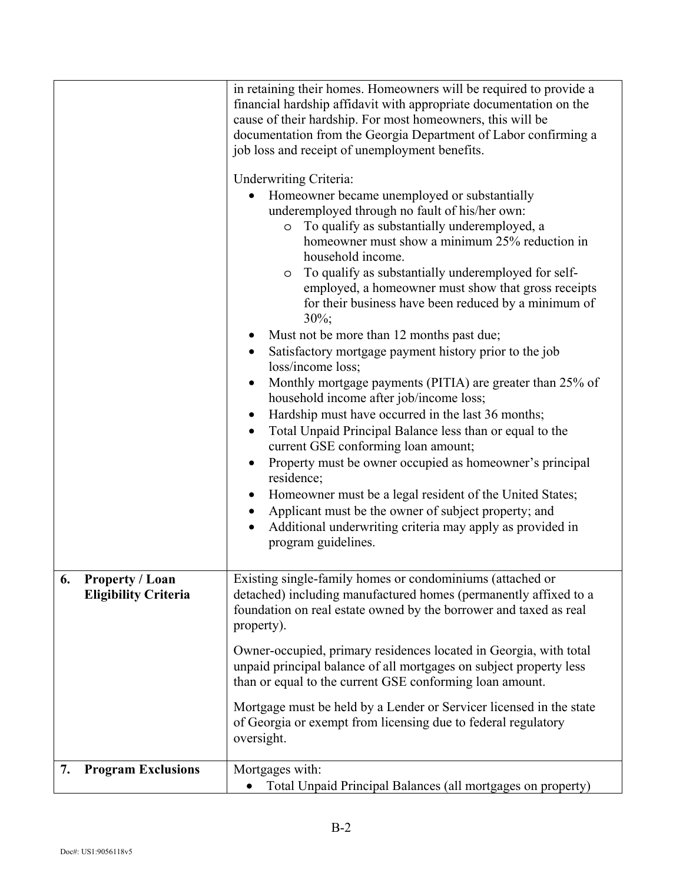| | |
|---|---|
| | in retaining their homes. Homeowners will be required to provide a financial hardship affidavit with appropriate documentation on the cause of their hardship. For most homeowners, this will be documentation from the Georgia Department of Labor confirming a job loss and receipt of unemployment benefits.<br><br>Underwriting Criteria:<br>• Homeowner became unemployed or substantially underemployed through no fault of his/her own:<br>&nbsp;&nbsp;&nbsp;&nbsp;o To qualify as substantially underemployed, a homeowner must show a minimum 25% reduction in household income.<br>&nbsp;&nbsp;&nbsp;&nbsp;o To qualify as substantially underemployed for self-employed, a homeowner must show that gross receipts for their business have been reduced by a minimum of 30%;<br>• Must not be more than 12 months past due;<br>• Satisfactory mortgage payment history prior to the job loss/income loss;<br>• Monthly mortgage payments (PITIA) are greater than 25% of household income after job/income loss;<br>• Hardship must have occurred in the last 36 months;<br>• Total Unpaid Principal Balance less than or equal to the current GSE conforming loan amount;<br>• Property must be owner occupied as homeowner's principal residence;<br>• Homeowner must be a legal resident of the United States;<br>• Applicant must be the owner of subject property; and<br>• Additional underwriting criteria may apply as provided in program guidelines. |
| **6. Property / Loan Eligibility Criteria** | Existing single-family homes or condominiums (attached or detached) including manufactured homes (permanently affixed to a foundation on real estate owned by the borrower and taxed as real property).<br><br>Owner-occupied, primary residences located in Georgia, with total unpaid principal balance of all mortgages on subject property less than or equal to the current GSE conforming loan amount.<br><br>Mortgage must be held by a Lender or Servicer licensed in the state of Georgia or exempt from licensing due to federal regulatory oversight. |
| **7. Program Exclusions** | Mortgages with:<br>• Total Unpaid Principal Balances (all mortgages on property) |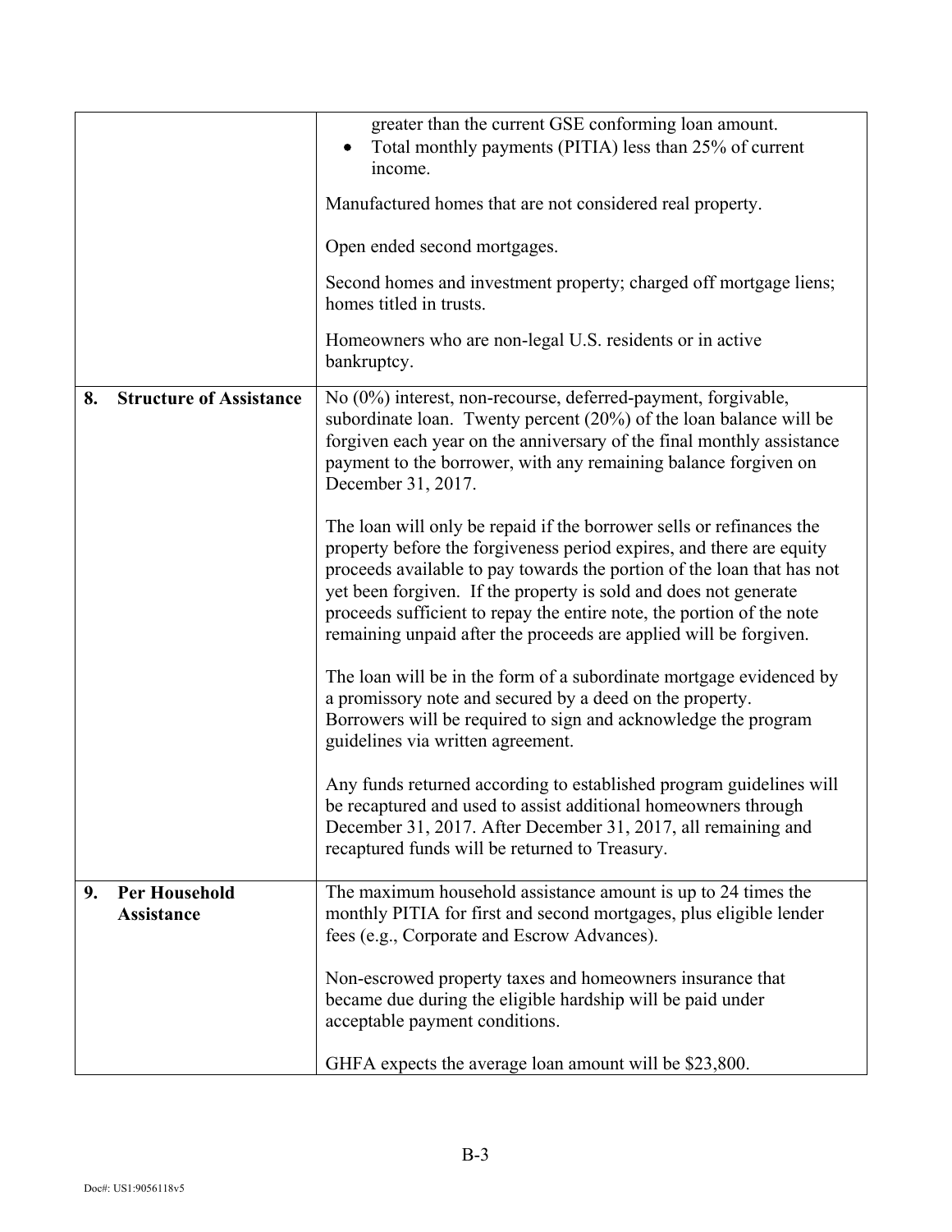| | |
|---|---|
| | • greater than the current GSE conforming loan amount.<br>• Total monthly payments (PITIA) less than 25% of current income.<br><br>Manufactured homes that are not considered real property.<br><br>Open ended second mortgages.<br><br>Second homes and investment property; charged off mortgage liens; homes titled in trusts.<br><br>Homeowners who are non-legal U.S. residents or in active bankruptcy. |
| **8. Structure of Assistance** | No (0%) interest, non-recourse, deferred-payment, forgivable, subordinate loan. Twenty percent (20%) of the loan balance will be forgiven each year on the anniversary of the final monthly assistance payment to the borrower, with any remaining balance forgiven on December 31, 2017.<br><br>The loan will only be repaid if the borrower sells or refinances the property before the forgiveness period expires, and there are equity proceeds available to pay towards the portion of the loan that has not yet been forgiven. If the property is sold and does not generate proceeds sufficient to repay the entire note, the portion of the note remaining unpaid after the proceeds are applied will be forgiven.<br><br>The loan will be in the form of a subordinate mortgage evidenced by a promissory note and secured by a deed on the property. Borrowers will be required to sign and acknowledge the program guidelines via written agreement.<br><br>Any funds returned according to established program guidelines will be recaptured and used to assist additional homeowners through December 31, 2017. After December 31, 2017, all remaining and recaptured funds will be returned to Treasury. |
| **9. Per Household Assistance** | The maximum household assistance amount is up to 24 times the monthly PITIA for first and second mortgages, plus eligible lender fees (e.g., Corporate and Escrow Advances).<br><br>Non-escrowed property taxes and homeowners insurance that became due during the eligible hardship will be paid under acceptable payment conditions.<br><br>GHFA expects the average loan amount will be $23,800. |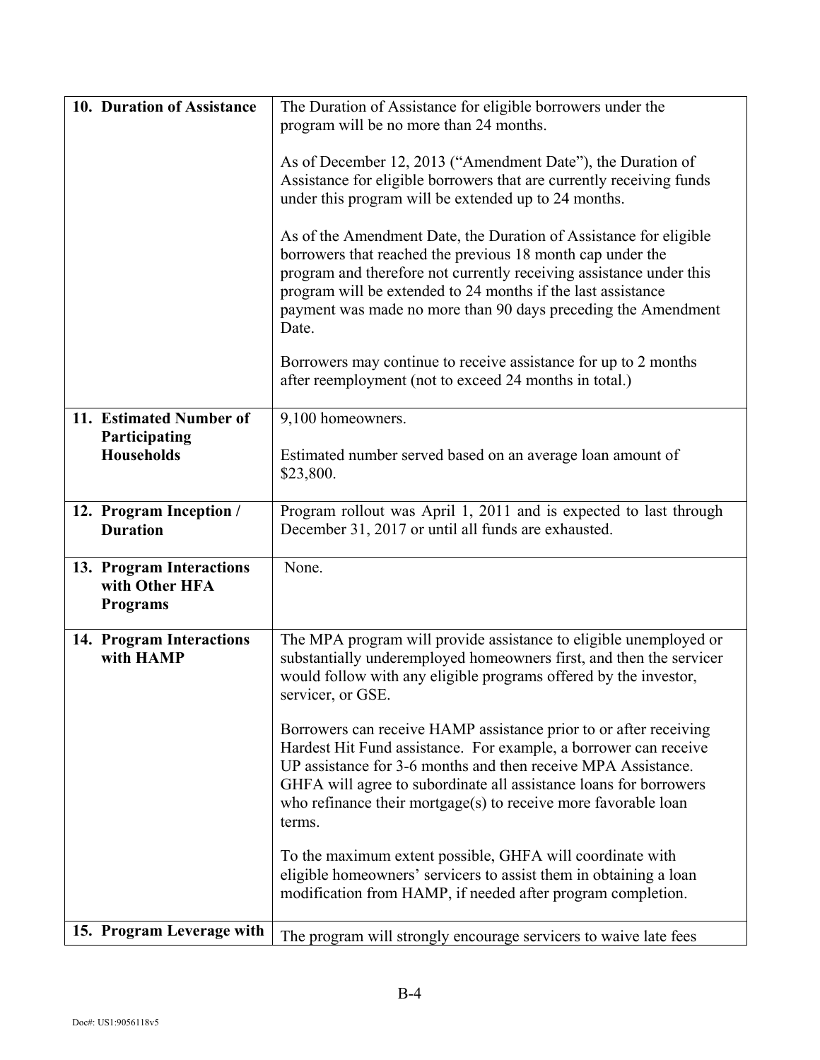| | |
|---|---|
| **10. Duration of Assistance** | The Duration of Assistance for eligible borrowers under the program will be no more than 24 months.<br><br>As of December 12, 2013 ("Amendment Date"), the Duration of Assistance for eligible borrowers that are currently receiving funds under this program will be extended up to 24 months.<br><br>As of the Amendment Date, the Duration of Assistance for eligible borrowers that reached the previous 18 month cap under the program and therefore not currently receiving assistance under this program will be extended to 24 months if the last assistance payment was made no more than 90 days preceding the Amendment Date.<br><br>Borrowers may continue to receive assistance for up to 2 months after reemployment (not to exceed 24 months in total.) |
| **11. Estimated Number of Participating Households** | 9,100 homeowners.<br><br>Estimated number served based on an average loan amount of $23,800. |
| **12. Program Inception / Duration** | Program rollout was April 1, 2011 and is expected to last through December 31, 2017 or until all funds are exhausted. |
| **13. Program Interactions with Other HFA Programs** | None. |
| **14. Program Interactions with HAMP** | The MPA program will provide assistance to eligible unemployed or substantially underemployed homeowners first, and then the servicer would follow with any eligible programs offered by the investor, servicer, or GSE.<br><br>Borrowers can receive HAMP assistance prior to or after receiving Hardest Hit Fund assistance. For example, a borrower can receive UP assistance for 3-6 months and then receive MPA Assistance. GHFA will agree to subordinate all assistance loans for borrowers who refinance their mortgage(s) to receive more favorable loan terms.<br><br>To the maximum extent possible, GHFA will coordinate with eligible homeowners' servicers to assist them in obtaining a loan modification from HAMP, if needed after program completion. |
| **15. Program Leverage with** | The program will strongly encourage servicers to waive late fees |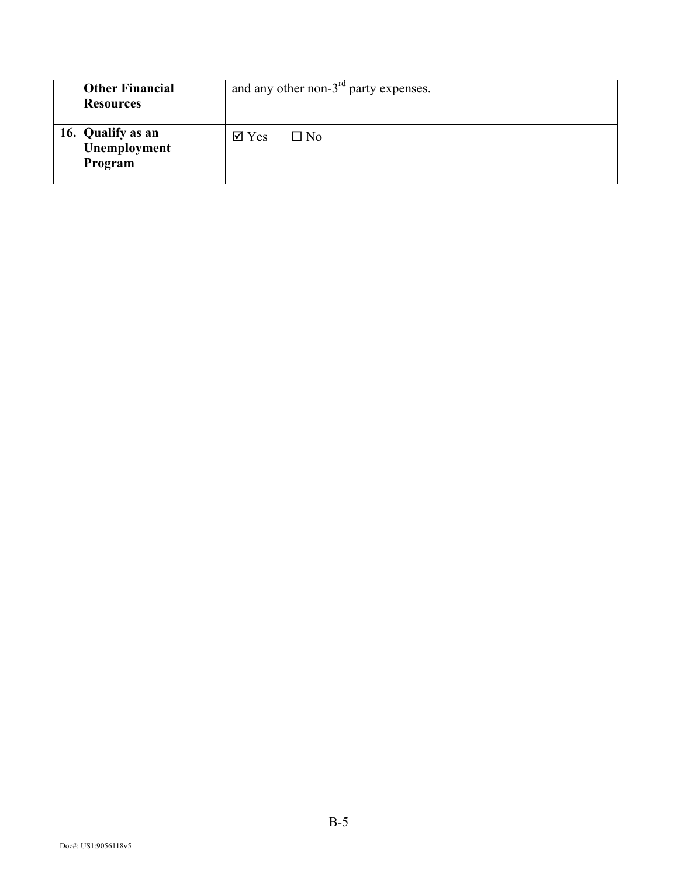| Other Financial Resources | and any other non-3rd party expenses. |
|---|---|
| **16. Qualify as an Unemployment Program** | ☑ Yes ☐ No |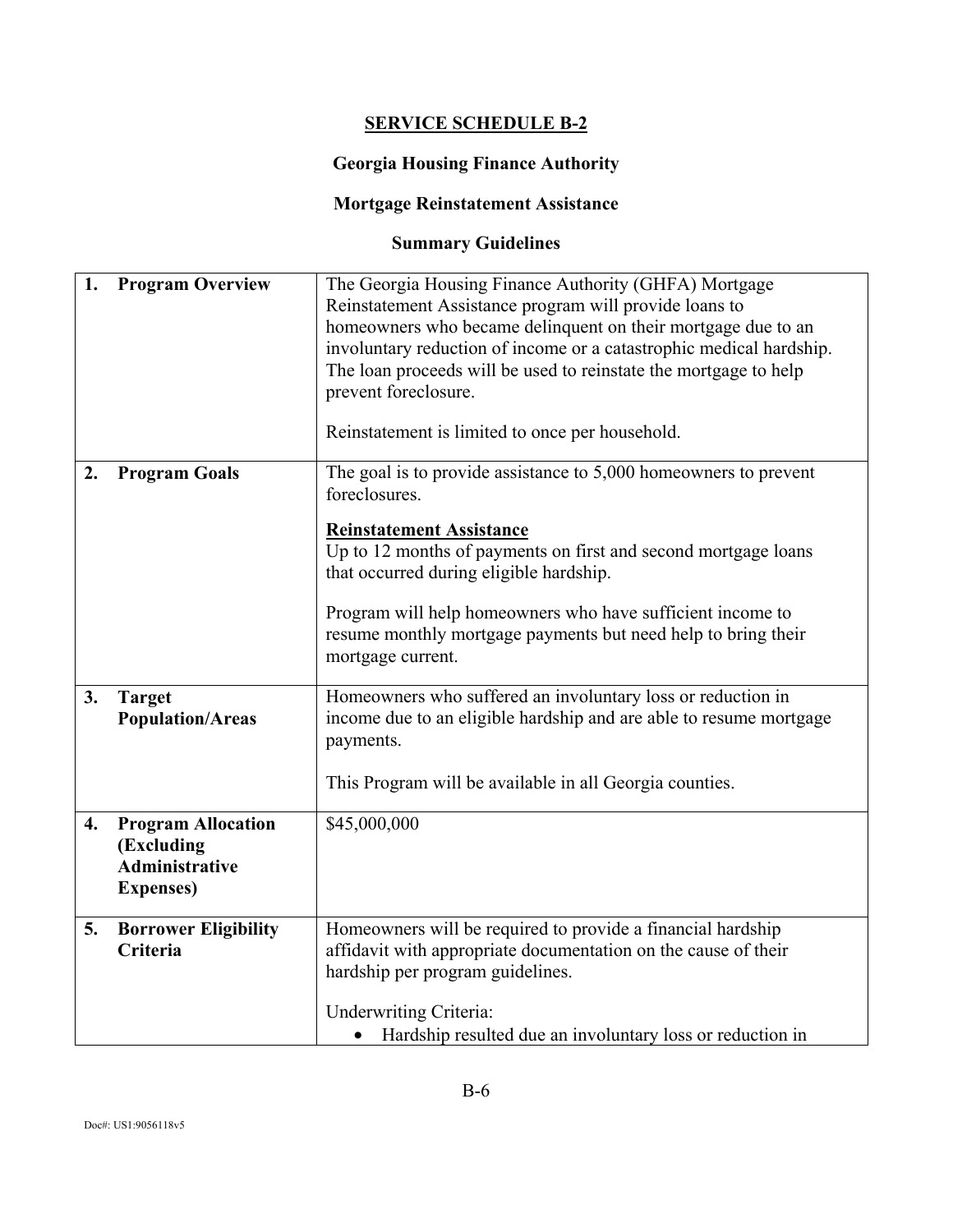## SERVICE SCHEDULE B-2

### Georgia Housing Finance Authority

### Mortgage Reinstatement Assistance

### Summary Guidelines

| | |
|---|---|
| **1. Program Overview** | The Georgia Housing Finance Authority (GHFA) Mortgage Reinstatement Assistance program will provide loans to homeowners who became delinquent on their mortgage due to an involuntary reduction of income or a catastrophic medical hardship. The loan proceeds will be used to reinstate the mortgage to help prevent foreclosure.<br><br>Reinstatement is limited to once per household. |
| **2. Program Goals** | The goal is to provide assistance to 5,000 homeowners to prevent foreclosures.<br><br>**<u>Reinstatement Assistance</u>**<br>Up to 12 months of payments on first and second mortgage loans that occurred during eligible hardship.<br><br>Program will help homeowners who have sufficient income to resume monthly mortgage payments but need help to bring their mortgage current. |
| **3. Target Population/Areas** | Homeowners who suffered an involuntary loss or reduction in income due to an eligible hardship and are able to resume mortgage payments.<br><br>This Program will be available in all Georgia counties. |
| **4. Program Allocation (Excluding Administrative Expenses)** | $45,000,000 |
| **5. Borrower Eligibility Criteria** | Homeowners will be required to provide a financial hardship affidavit with appropriate documentation on the cause of their hardship per program guidelines.<br><br>Underwriting Criteria:<br>• Hardship resulted due an involuntary loss or reduction in |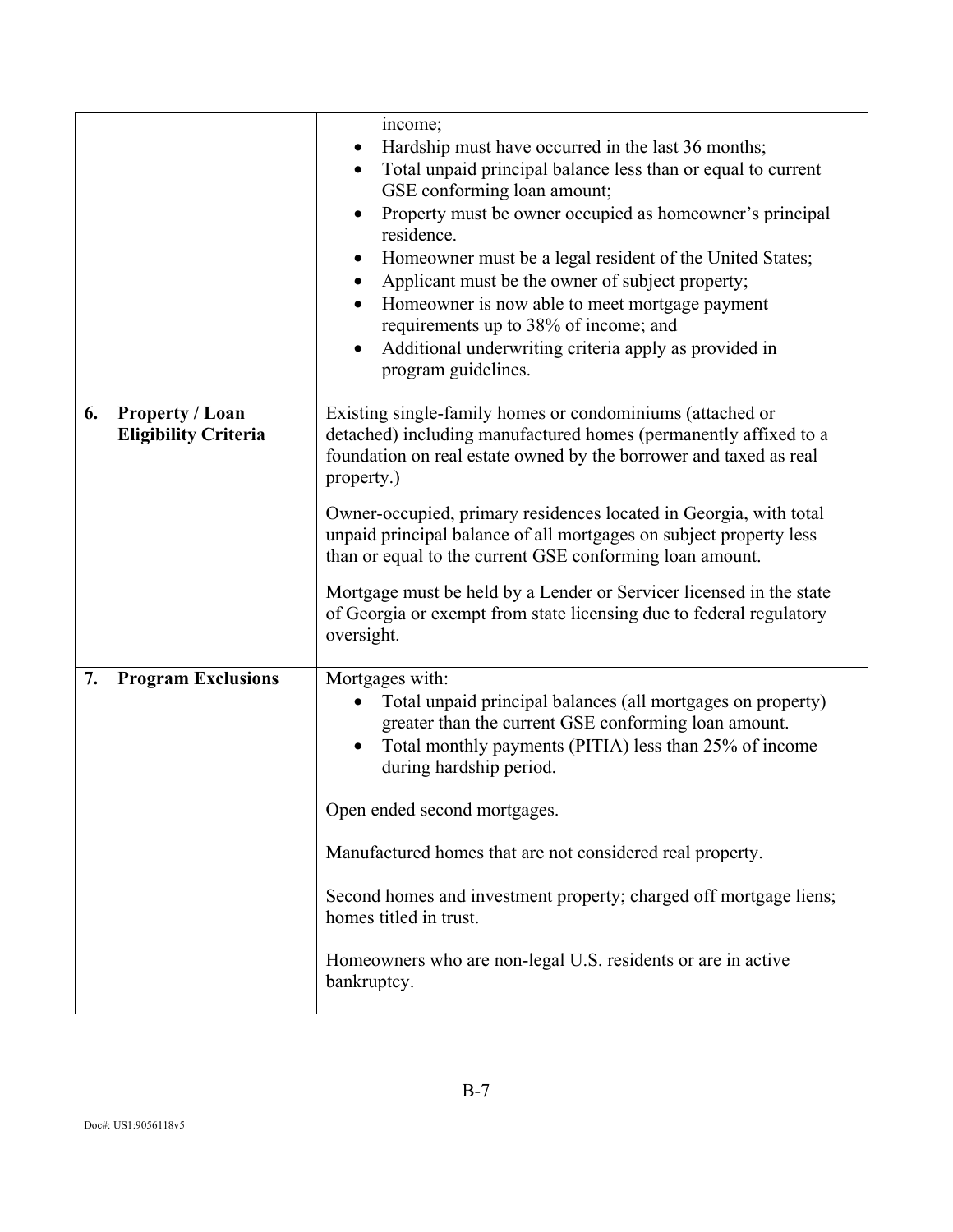| | |
|---|---|
| | <ul><li>income;</li><li>Hardship must have occurred in the last 36 months;</li><li>Total unpaid principal balance less than or equal to current GSE conforming loan amount;</li><li>Property must be owner occupied as homeowner's principal residence.</li><li>Homeowner must be a legal resident of the United States;</li><li>Applicant must be the owner of subject property;</li><li>Homeowner is now able to meet mortgage payment requirements up to 38% of income; and</li><li>Additional underwriting criteria apply as provided in program guidelines.</li></ul> |
| **6. Property / Loan Eligibility Criteria** | Existing single-family homes or condominiums (attached or detached) including manufactured homes (permanently affixed to a foundation on real estate owned by the borrower and taxed as real property.)<br><br>Owner-occupied, primary residences located in Georgia, with total unpaid principal balance of all mortgages on subject property less than or equal to the current GSE conforming loan amount.<br><br>Mortgage must be held by a Lender or Servicer licensed in the state of Georgia or exempt from state licensing due to federal regulatory oversight. |
| **7. Program Exclusions** | Mortgages with:<ul><li>Total unpaid principal balances (all mortgages on property) greater than the current GSE conforming loan amount.</li><li>Total monthly payments (PITIA) less than 25% of income during hardship period.</li></ul>Open ended second mortgages.<br><br>Manufactured homes that are not considered real property.<br><br>Second homes and investment property; charged off mortgage liens; homes titled in trust.<br><br>Homeowners who are non-legal U.S. residents or are in active bankruptcy. |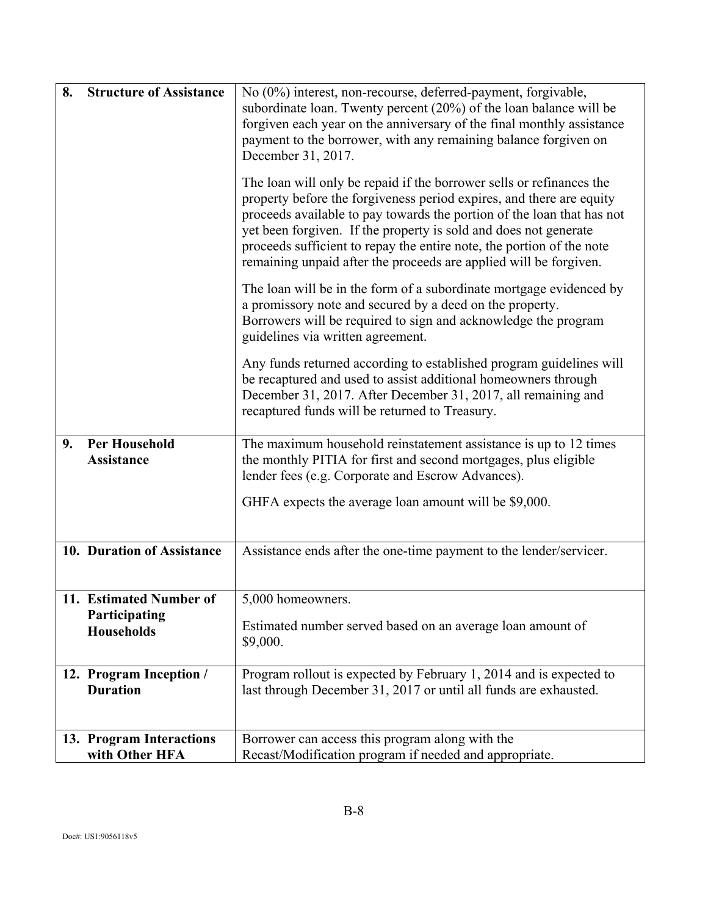| | |
|---|---|
| **8. Structure of Assistance** | No (0%) interest, non-recourse, deferred-payment, forgivable, subordinate loan. Twenty percent (20%) of the loan balance will be forgiven each year on the anniversary of the final monthly assistance payment to the borrower, with any remaining balance forgiven on December 31, 2017.<br><br>The loan will only be repaid if the borrower sells or refinances the property before the forgiveness period expires, and there are equity proceeds available to pay towards the portion of the loan that has not yet been forgiven. If the property is sold and does not generate proceeds sufficient to repay the entire note, the portion of the note remaining unpaid after the proceeds are applied will be forgiven.<br><br>The loan will be in the form of a subordinate mortgage evidenced by a promissory note and secured by a deed on the property. Borrowers will be required to sign and acknowledge the program guidelines via written agreement.<br><br>Any funds returned according to established program guidelines will be recaptured and used to assist additional homeowners through December 31, 2017. After December 31, 2017, all remaining and recaptured funds will be returned to Treasury. |
| **9. Per Household Assistance** | The maximum household reinstatement assistance is up to 12 times the monthly PITIA for first and second mortgages, plus eligible lender fees (e.g. Corporate and Escrow Advances).<br><br>GHFA expects the average loan amount will be $9,000. |
| **10. Duration of Assistance** | Assistance ends after the one-time payment to the lender/servicer. |
| **11. Estimated Number of Participating Households** | 5,000 homeowners.<br><br>Estimated number served based on an average loan amount of $9,000. |
| **12. Program Inception / Duration** | Program rollout is expected by February 1, 2014 and is expected to last through December 31, 2017 or until all funds are exhausted. |
| **13. Program Interactions with Other HFA** | Borrower can access this program along with the Recast/Modification program if needed and appropriate. |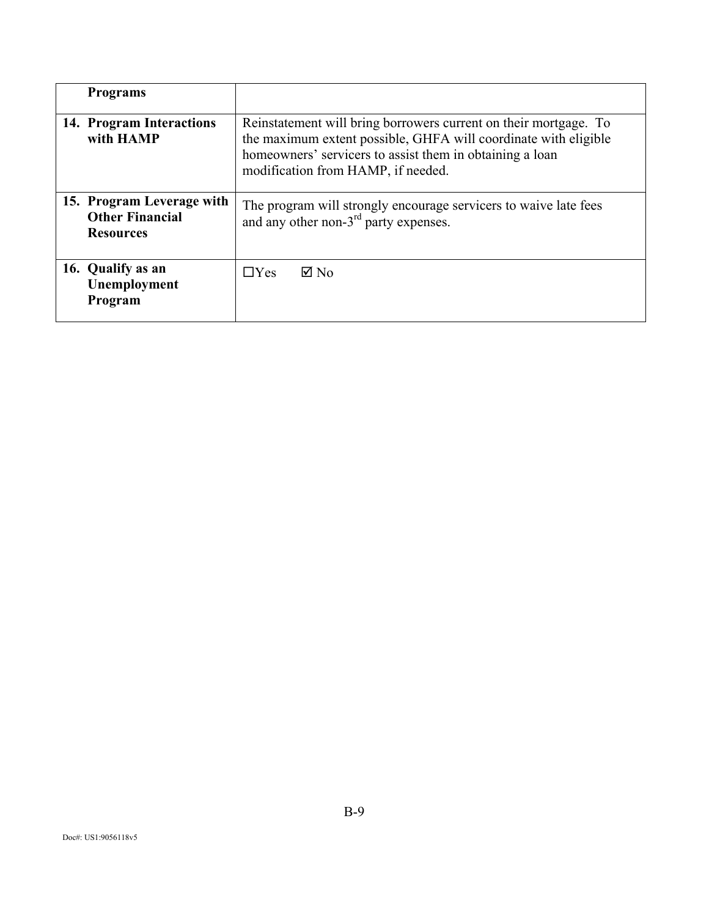| | |
|---|---|
| **Programs** | |
| **14. Program Interactions with HAMP** | Reinstatement will bring borrowers current on their mortgage. To the maximum extent possible, GHFA will coordinate with eligible homeowners' servicers to assist them in obtaining a loan modification from HAMP, if needed. |
| **15. Program Leverage with Other Financial Resources** | The program will strongly encourage servicers to waive late fees and any other non-3rd party expenses. |
| **16. Qualify as an Unemployment Program** | ☐Yes ☑ No |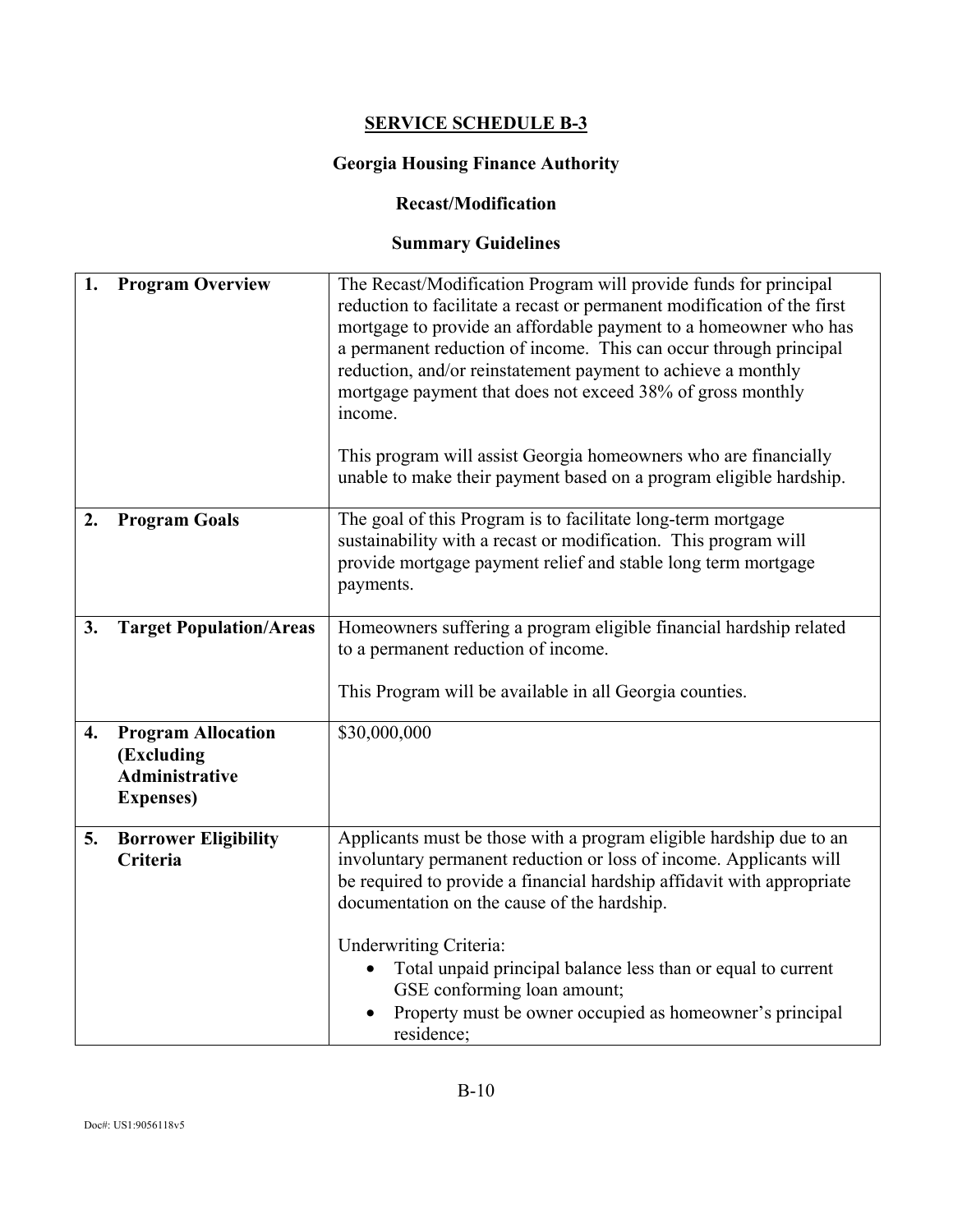## SERVICE SCHEDULE B-3

### Georgia Housing Finance Authority

### Recast/Modification

### Summary Guidelines

| | |
|---|---|
| **1. Program Overview** | The Recast/Modification Program will provide funds for principal reduction to facilitate a recast or permanent modification of the first mortgage to provide an affordable payment to a homeowner who has a permanent reduction of income. This can occur through principal reduction, and/or reinstatement payment to achieve a monthly mortgage payment that does not exceed 38% of gross monthly income.<br><br>This program will assist Georgia homeowners who are financially unable to make their payment based on a program eligible hardship. |
| **2. Program Goals** | The goal of this Program is to facilitate long-term mortgage sustainability with a recast or modification. This program will provide mortgage payment relief and stable long term mortgage payments. |
| **3. Target Population/Areas** | Homeowners suffering a program eligible financial hardship related to a permanent reduction of income.<br><br>This Program will be available in all Georgia counties. |
| **4. Program Allocation (Excluding Administrative Expenses)** | $30,000,000 |
| **5. Borrower Eligibility Criteria** | Applicants must be those with a program eligible hardship due to an involuntary permanent reduction or loss of income. Applicants will be required to provide a financial hardship affidavit with appropriate documentation on the cause of the hardship.<br><br>Underwriting Criteria:<br>• Total unpaid principal balance less than or equal to current GSE conforming loan amount;<br>• Property must be owner occupied as homeowner's principal residence; |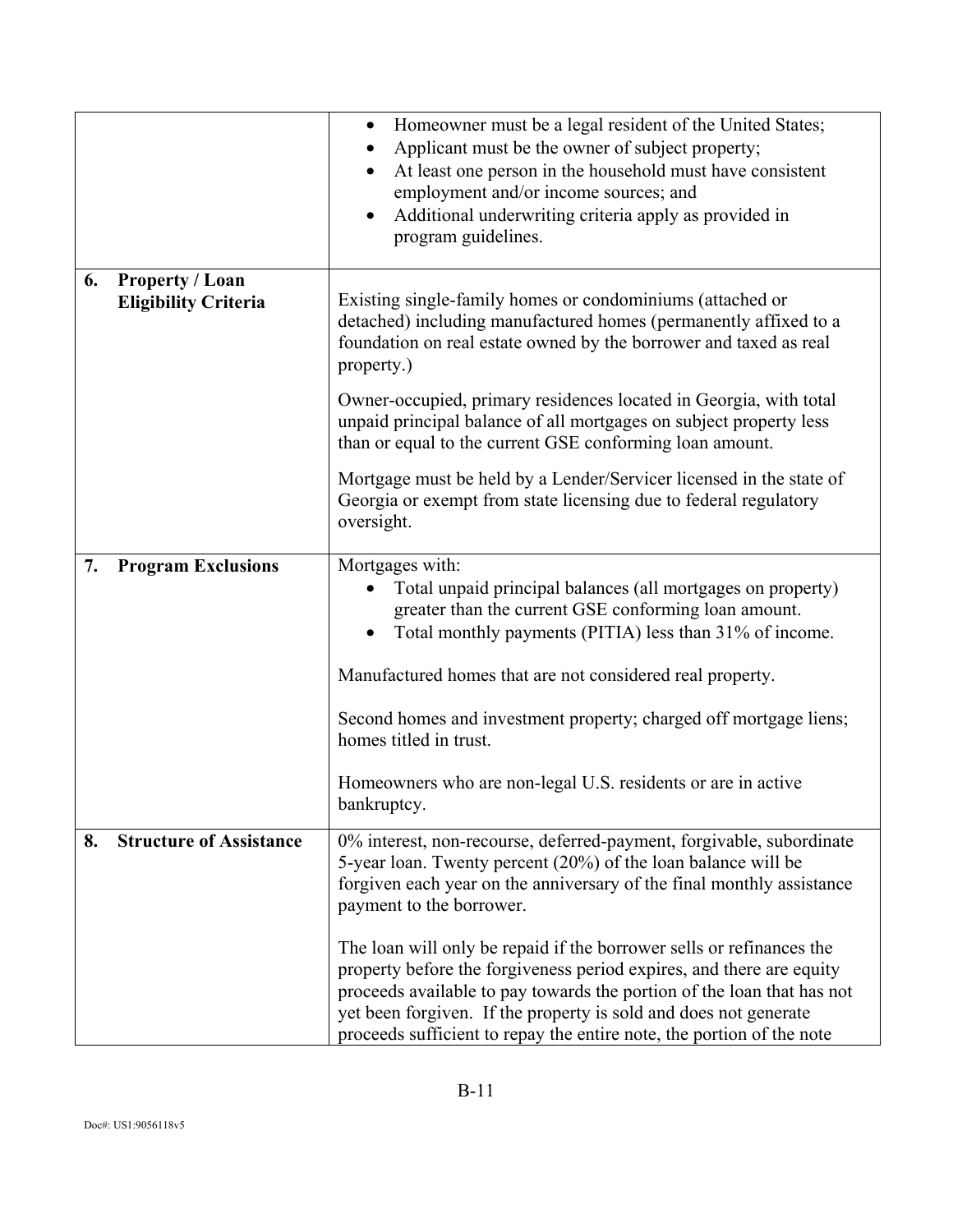| | |
|---|---|
| | • Homeowner must be a legal resident of the United States;<br>• Applicant must be the owner of subject property;<br>• At least one person in the household must have consistent employment and/or income sources; and<br>• Additional underwriting criteria apply as provided in program guidelines. |
| **6. Property / Loan Eligibility Criteria** | Existing single-family homes or condominiums (attached or detached) including manufactured homes (permanently affixed to a foundation on real estate owned by the borrower and taxed as real property.)<br><br>Owner-occupied, primary residences located in Georgia, with total unpaid principal balance of all mortgages on subject property less than or equal to the current GSE conforming loan amount.<br><br>Mortgage must be held by a Lender/Servicer licensed in the state of Georgia or exempt from state licensing due to federal regulatory oversight. |
| **7. Program Exclusions** | Mortgages with:<br>• Total unpaid principal balances (all mortgages on property) greater than the current GSE conforming loan amount.<br>• Total monthly payments (PITIA) less than 31% of income.<br><br>Manufactured homes that are not considered real property.<br><br>Second homes and investment property; charged off mortgage liens; homes titled in trust.<br><br>Homeowners who are non-legal U.S. residents or are in active bankruptcy. |
| **8. Structure of Assistance** | 0% interest, non-recourse, deferred-payment, forgivable, subordinate 5-year loan. Twenty percent (20%) of the loan balance will be forgiven each year on the anniversary of the final monthly assistance payment to the borrower.<br><br>The loan will only be repaid if the borrower sells or refinances the property before the forgiveness period expires, and there are equity proceeds available to pay towards the portion of the loan that has not yet been forgiven. If the property is sold and does not generate proceeds sufficient to repay the entire note, the portion of the note |

B-11

Doc#: US1:9056118v5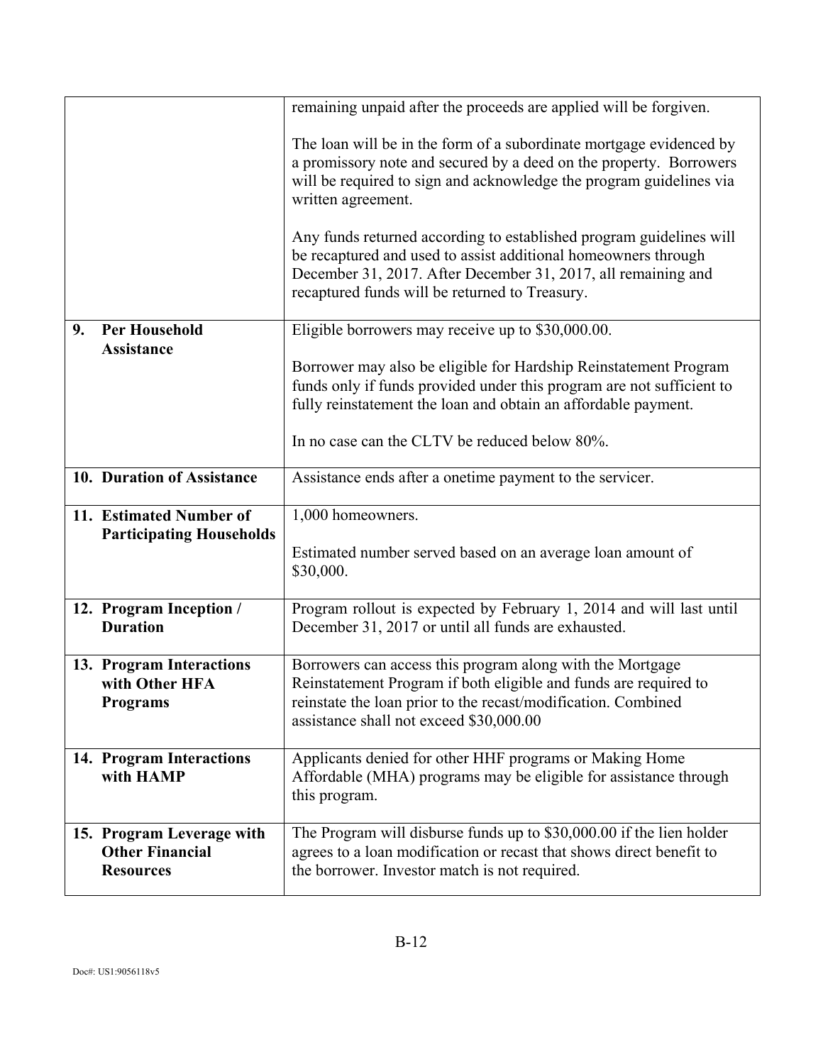| | |
|---|---|
| | remaining unpaid after the proceeds are applied will be forgiven.<br><br>The loan will be in the form of a subordinate mortgage evidenced by a promissory note and secured by a deed on the property. Borrowers will be required to sign and acknowledge the program guidelines via written agreement.<br><br>Any funds returned according to established program guidelines will be recaptured and used to assist additional homeowners through December 31, 2017. After December 31, 2017, all remaining and recaptured funds will be returned to Treasury. |
| **9. Per Household Assistance** | Eligible borrowers may receive up to $30,000.00.<br><br>Borrower may also be eligible for Hardship Reinstatement Program funds only if funds provided under this program are not sufficient to fully reinstatement the loan and obtain an affordable payment.<br><br>In no case can the CLTV be reduced below 80%. |
| **10. Duration of Assistance** | Assistance ends after a onetime payment to the servicer. |
| **11. Estimated Number of Participating Households** | 1,000 homeowners.<br><br>Estimated number served based on an average loan amount of $30,000. |
| **12. Program Inception / Duration** | Program rollout is expected by February 1, 2014 and will last until December 31, 2017 or until all funds are exhausted. |
| **13. Program Interactions with Other HFA Programs** | Borrowers can access this program along with the Mortgage Reinstatement Program if both eligible and funds are required to reinstate the loan prior to the recast/modification. Combined assistance shall not exceed $30,000.00 |
| **14. Program Interactions with HAMP** | Applicants denied for other HHF programs or Making Home Affordable (MHA) programs may be eligible for assistance through this program. |
| **15. Program Leverage with Other Financial Resources** | The Program will disburse funds up to $30,000.00 if the lien holder agrees to a loan modification or recast that shows direct benefit to the borrower. Investor match is not required. |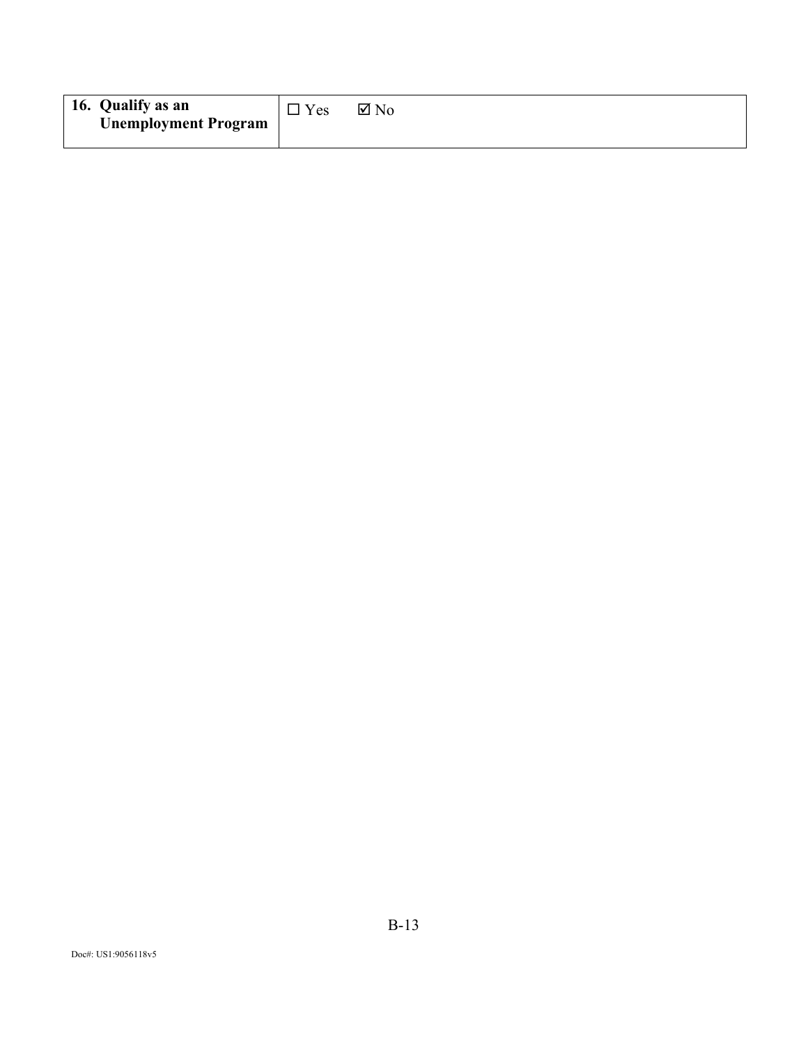| **16. Qualify as an Unemployment Program** | ☐ Yes ☑ No |
| --- | --- |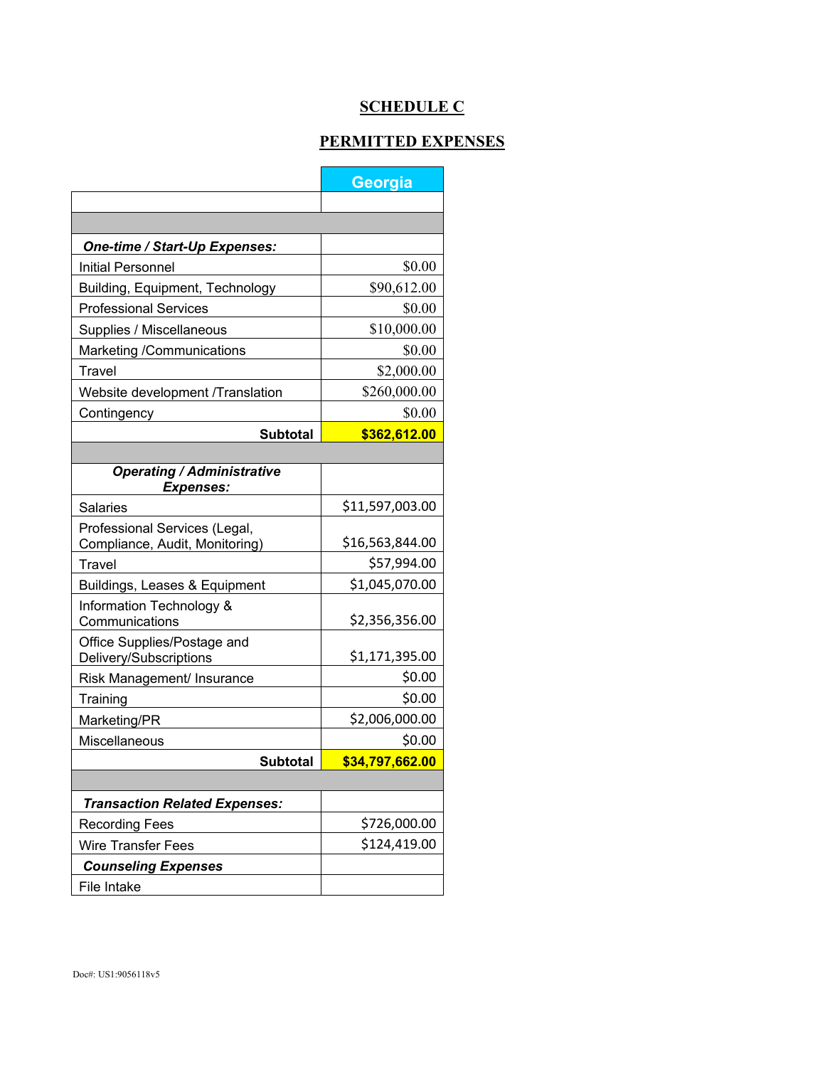# SCHEDULE C

## PERMITTED EXPENSES

| | Georgia |
|---|---|
| | |
| | |
| ***One-time / Start-Up Expenses:*** | |
| Initial Personnel | $0.00 |
| Building, Equipment, Technology | $90,612.00 |
| Professional Services | $0.00 |
| Supplies / Miscellaneous | $10,000.00 |
| Marketing /Communications | $0.00 |
| Travel | $2,000.00 |
| Website development /Translation | $260,000.00 |
| Contingency | $0.00 |
| **Subtotal** | **$362,612.00** |
| | |
| ***Operating / Administrative Expenses:*** | |
| Salaries | $11,597,003.00 |
| Professional Services (Legal, Compliance, Audit, Monitoring) | $16,563,844.00 |
| Travel | $57,994.00 |
| Buildings, Leases & Equipment | $1,045,070.00 |
| Information Technology & Communications | $2,356,356.00 |
| Office Supplies/Postage and Delivery/Subscriptions | $1,171,395.00 |
| Risk Management/ Insurance | $0.00 |
| Training | $0.00 |
| Marketing/PR | $2,006,000.00 |
| Miscellaneous | $0.00 |
| **Subtotal** | **$34,797,662.00** |
| | |
| ***Transaction Related Expenses:*** | |
| Recording Fees | $726,000.00 |
| Wire Transfer Fees | $124,419.00 |
| ***Counseling Expenses*** | |
| File Intake | |

Doc#: US1:9056118v5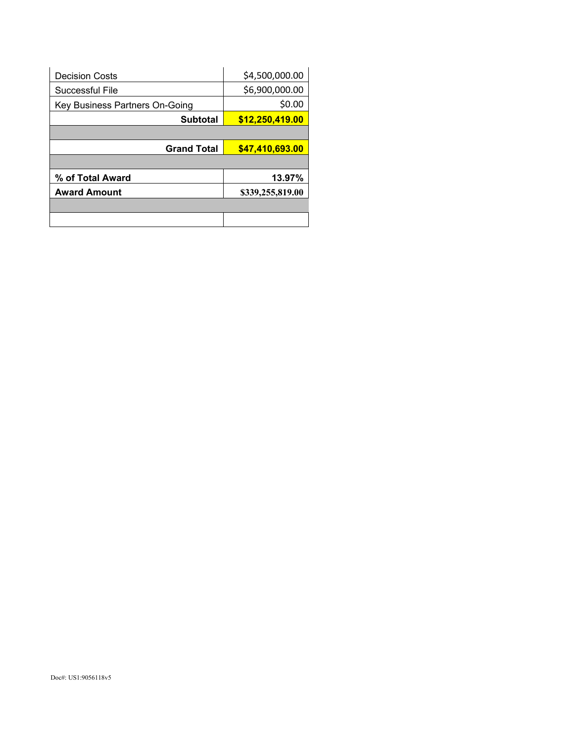| | |
|---|---|
| Decision Costs | $4,500,000.00 |
| Successful File | $6,900,000.00 |
| Key Business Partners On-Going | $0.00 |
| **Subtotal** | **$12,250,419.00** |
| | |
| **Grand Total** | **$47,410,693.00** |
| | |
| **% of Total Award** | **13.97%** |
| **Award Amount** | **$339,255,819.00** |
| | |
| | |

Doc#: US1:9056118v5